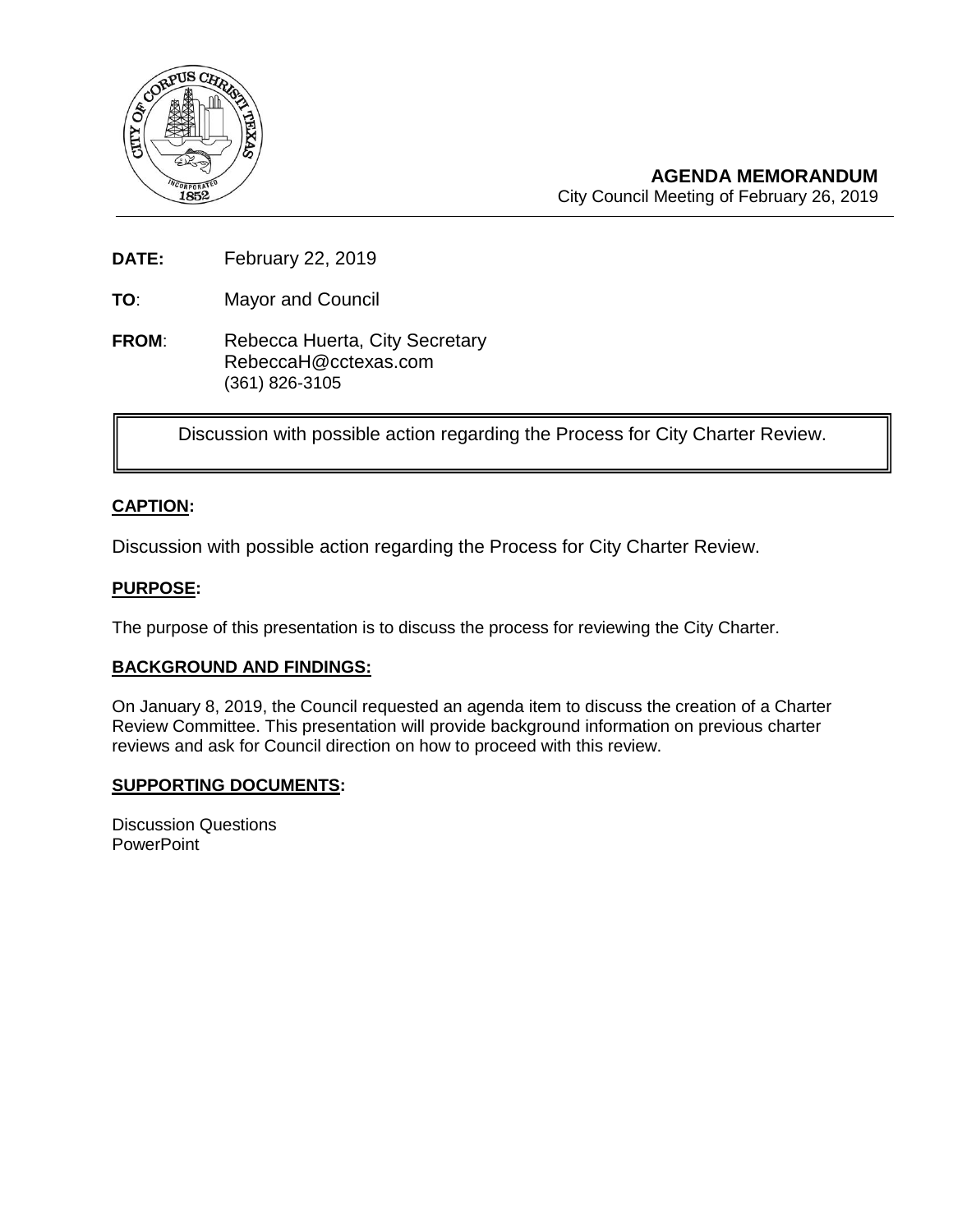**AGENDA MEMORANDUM**
City Council Meeting of February 26, 2019

**DATE:** February 22, 2019

**TO**: Mayor and Council

**FROM**: Rebecca Huerta, City Secretary
RebeccaH@cctexas.com
(361) 826-3105

Discussion with possible action regarding the Process for City Charter Review.

**CAPTION:**

Discussion with possible action regarding the Process for City Charter Review.

**PURPOSE:**

The purpose of this presentation is to discuss the process for reviewing the City Charter.

**BACKGROUND AND FINDINGS:**

On January 8, 2019, the Council requested an agenda item to discuss the creation of a Charter Review Committee. This presentation will provide background information on previous charter reviews and ask for Council direction on how to proceed with this review.

**SUPPORTING DOCUMENTS:**

Discussion Questions
PowerPoint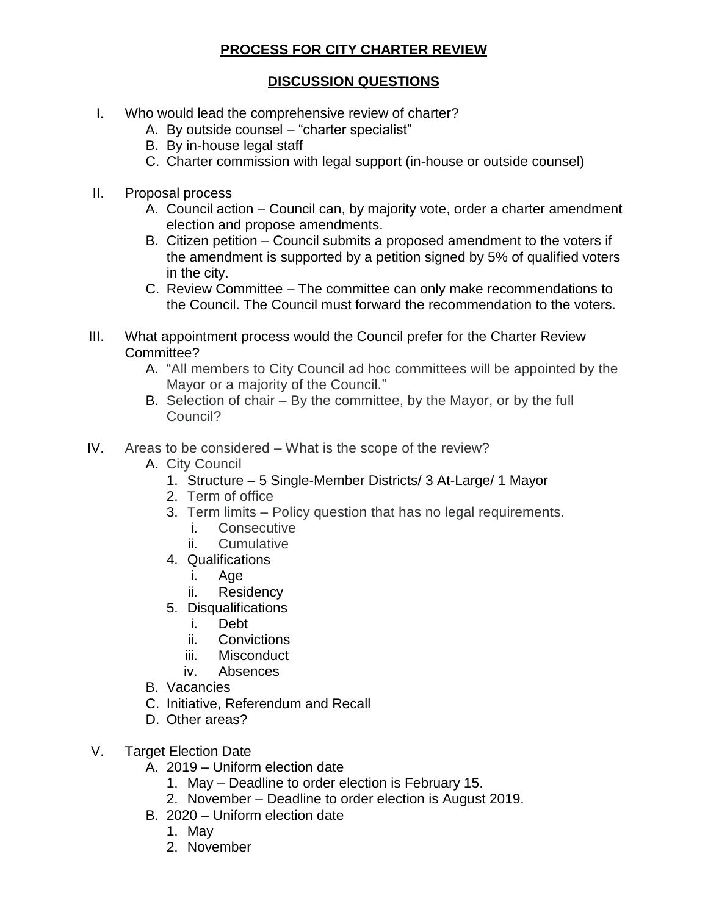# PROCESS FOR CITY CHARTER REVIEW

## DISCUSSION QUESTIONS

I. Who would lead the comprehensive review of charter?
   - A. By outside counsel – "charter specialist"
   - B. By in-house legal staff
   - C. Charter commission with legal support (in-house or outside counsel)

II. Proposal process
   - A. Council action – Council can, by majority vote, order a charter amendment election and propose amendments.
   - B. Citizen petition – Council submits a proposed amendment to the voters if the amendment is supported by a petition signed by 5% of qualified voters in the city.
   - C. Review Committee – The committee can only make recommendations to the Council. The Council must forward the recommendation to the voters.

III. What appointment process would the Council prefer for the Charter Review Committee?
   - A. "All members to City Council ad hoc committees will be appointed by the Mayor or a majority of the Council."
   - B. Selection of chair – By the committee, by the Mayor, or by the full Council?

IV. Areas to be considered – What is the scope of the review?
   - A. City Council
     1. Structure – 5 Single-Member Districts/ 3 At-Large/ 1 Mayor
     2. Term of office
     3. Term limits – Policy question that has no legal requirements.
        - i. Consecutive
        - ii. Cumulative
     4. Qualifications
        - i. Age
        - ii. Residency
     5. Disqualifications
        - i. Debt
        - ii. Convictions
        - iii. Misconduct
        - iv. Absences
   - B. Vacancies
   - C. Initiative, Referendum and Recall
   - D. Other areas?

V. Target Election Date
   - A. 2019 – Uniform election date
     1. May – Deadline to order election is February 15.
     2. November – Deadline to order election is August 2019.
   - B. 2020 – Uniform election date
     1. May
     2. November